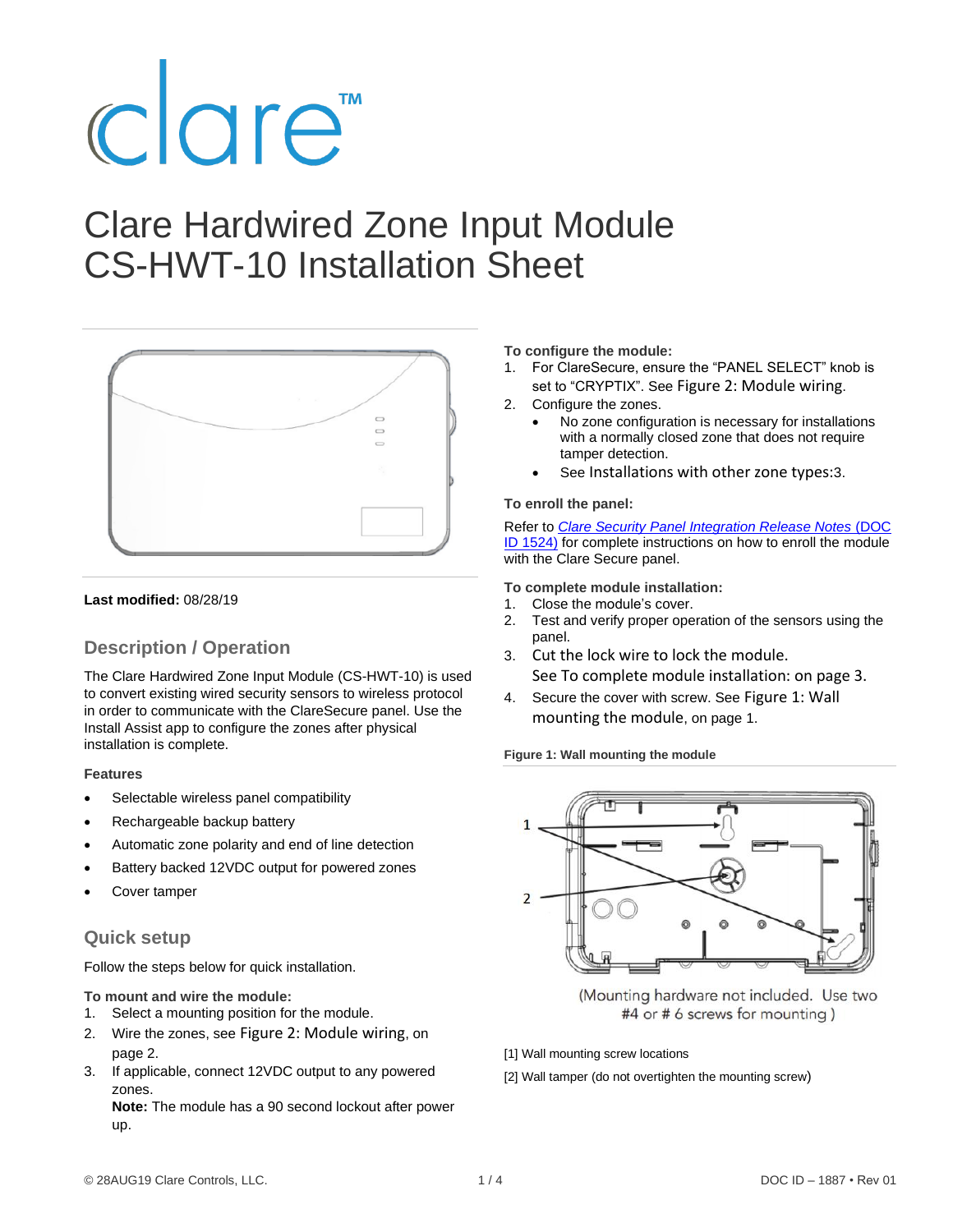clare™

# Clare Hardwired Zone Input Module CS-HWT-10 Installation Sheet

**Last modified:** 08/28/19

## Description / Operation

The Clare Hardwired Zone Input Module (CS-HWT-10) is used to convert existing wired security sensors to wireless protocol in order to communicate with the ClareSecure panel. Use the Install Assist app to configure the zones after physical installation is complete.

### Features

- Selectable wireless panel compatibility
- Rechargeable backup battery
- Automatic zone polarity and end of line detection
- Battery backed 12VDC output for powered zones
- Cover tamper

## Quick setup

Follow the steps below for quick installation.

**To mount and wire the module:**

1. Select a mounting position for the module.
2. Wire the zones, see Figure 2: Module wiring, on page 2.
3. If applicable, connect 12VDC output to any powered zones.
   **Note:** The module has a 90 second lockout after power up.

**To configure the module:**

1. For ClareSecure, ensure the "PANEL SELECT" knob is set to "CRYPTIX". See Figure 2: Module wiring.
2. Configure the zones.
   - No zone configuration is necessary for installations with a normally closed zone that does not require tamper detection.
   - See Installations with other zone types:3.

**To enroll the panel:**

Refer to *Clare Security Panel Integration Release Notes* (DOC ID 1524) for complete instructions on how to enroll the module with the Clare Secure panel.

**To complete module installation:**

1. Close the module's cover.
2. Test and verify proper operation of the sensors using the panel.
3. Cut the lock wire to lock the module. See To complete module installation: on page 3.
4. Secure the cover with screw. See Figure 1: Wall mounting the module, on page 1.

**Figure 1: Wall mounting the module**

(Mounting hardware not included. Use two #4 or # 6 screws for mounting )

[1] Wall mounting screw locations

[2] Wall tamper (do not overtighten the mounting screw)

© 28AUG19 Clare Controls, LLC. DOC ID – 1887 • Rev 01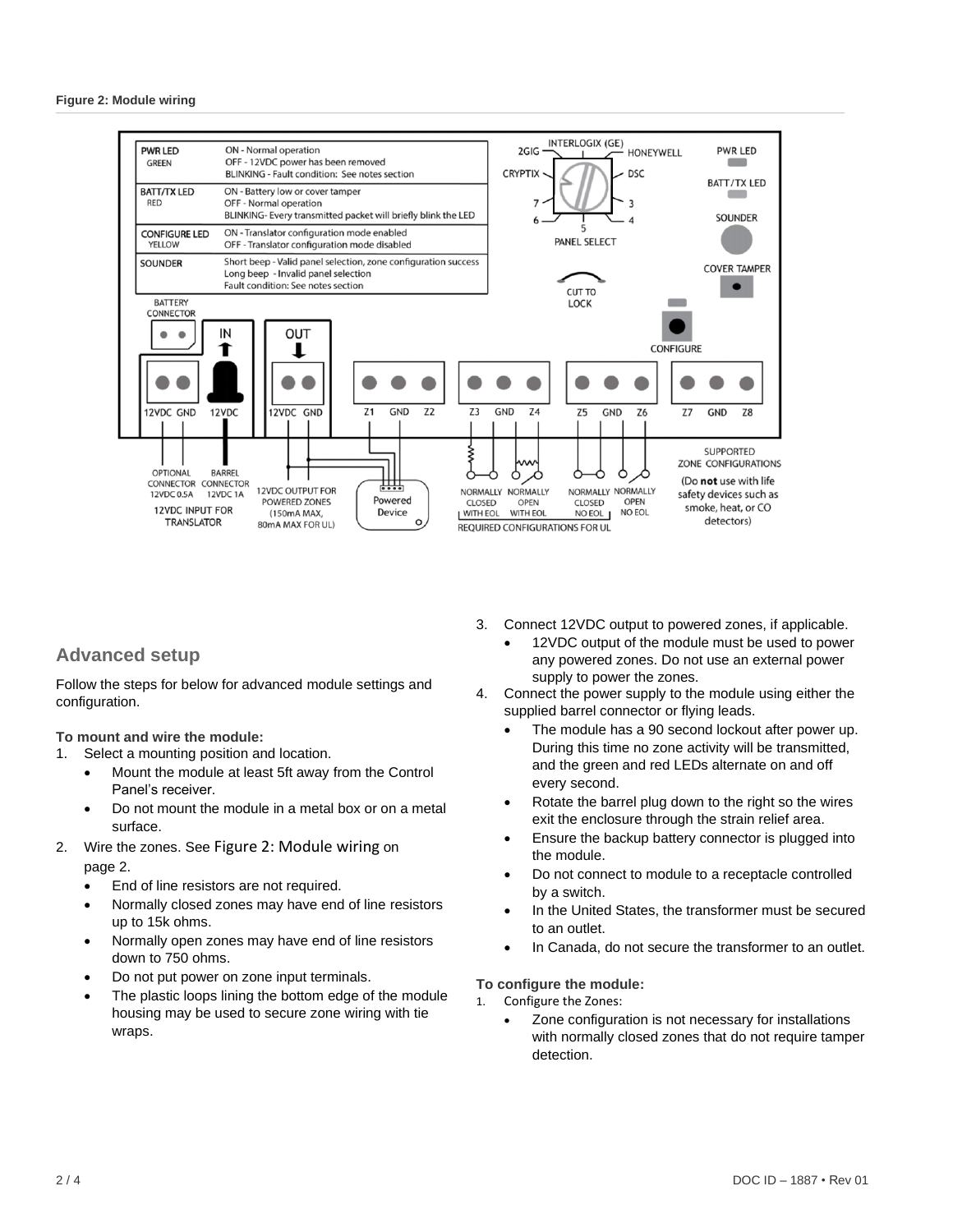**Figure 2: Module wiring**

| | |
|---|---|
| PWR LED GREEN | ON - Normal operation<br>OFF - 12VDC power has been removed<br>BLINKING - Fault condition: See notes section |
| BATT/TX LED RED | ON - Battery low or cover tamper<br>OFF - Normal operation<br>BLINKING- Every transmitted packet will briefly blink the LED |
| CONFIGURE LED YELLOW | ON - Translator configuration mode enabled<br>OFF - Translator configuration mode disabled |
| SOUNDER | Short beep - Valid panel selection, zone configuration success<br>Long beep - Invalid panel selection<br>Fault condition: See notes section |

## Advanced setup

Follow the steps for below for advanced module settings and configuration.

**To mount and wire the module:**

1. Select a mounting position and location.
   - Mount the module at least 5ft away from the Control Panel's receiver.
   - Do not mount the module in a metal box or on a metal surface.
2. Wire the zones. See Figure 2: Module wiring on page 2.
   - End of line resistors are not required.
   - Normally closed zones may have end of line resistors up to 15k ohms.
   - Normally open zones may have end of line resistors down to 750 ohms.
   - Do not put power on zone input terminals.
   - The plastic loops lining the bottom edge of the module housing may be used to secure zone wiring with tie wraps.
3. Connect 12VDC output to powered zones, if applicable.
   - 12VDC output of the module must be used to power any powered zones. Do not use an external power supply to power the zones.
4. Connect the power supply to the module using either the supplied barrel connector or flying leads.
   - The module has a 90 second lockout after power up. During this time no zone activity will be transmitted, and the green and red LEDs alternate on and off every second.
   - Rotate the barrel plug down to the right so the wires exit the enclosure through the strain relief area.
   - Ensure the backup battery connector is plugged into the module.
   - Do not connect to module to a receptacle controlled by a switch.
   - In the United States, the transformer must be secured to an outlet.
   - In Canada, do not secure the transformer to an outlet.

**To configure the module:**

1. Configure the Zones:
   - Zone configuration is not necessary for installations with normally closed zones that do not require tamper detection.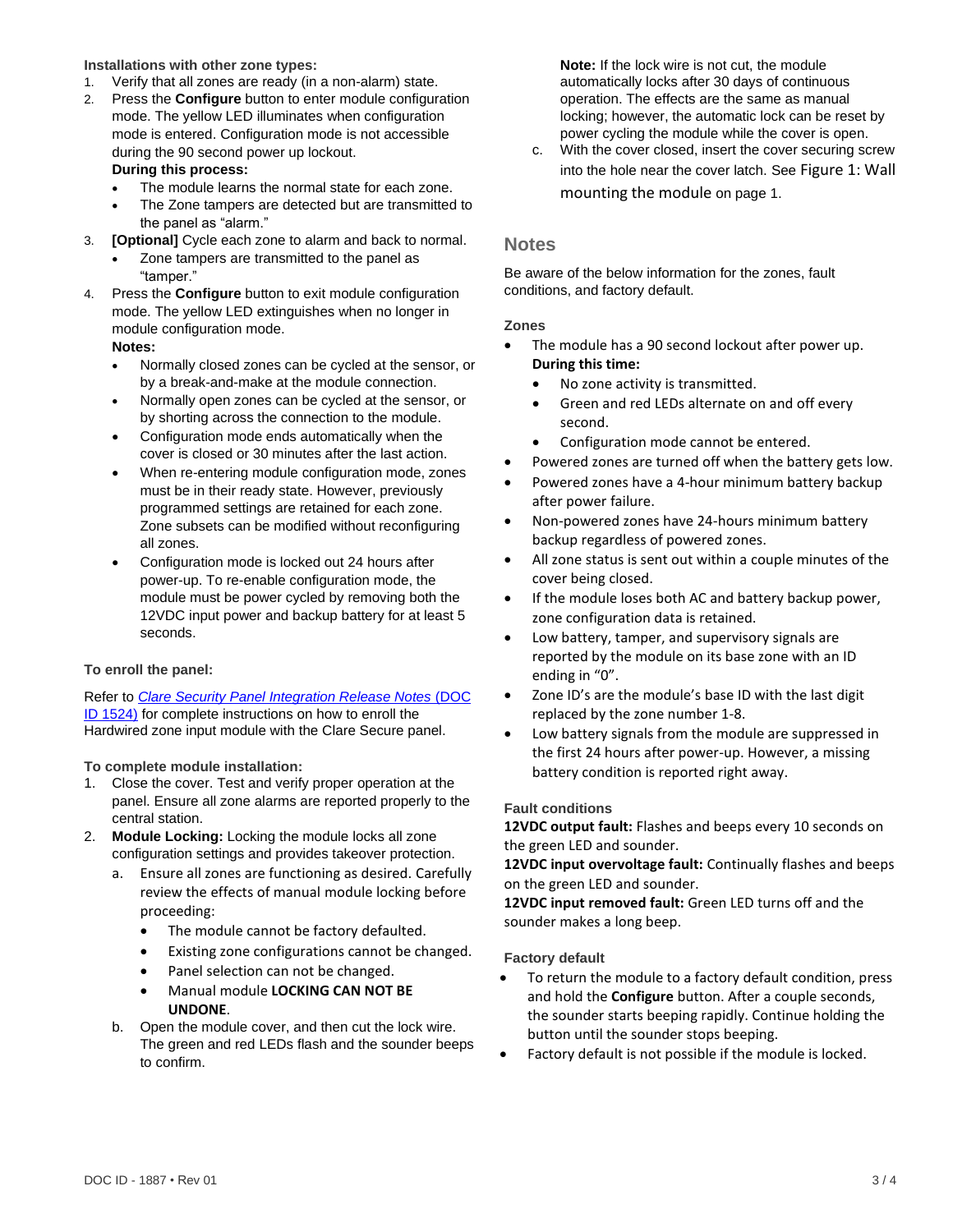### Installations with other zone types:

1. Verify that all zones are ready (in a non-alarm) state.
2. Press the **Configure** button to enter module configuration mode. The yellow LED illuminates when configuration mode is entered. Configuration mode is not accessible during the 90 second power up lockout.
   **During this process:**
   - The module learns the normal state for each zone.
   - The Zone tampers are detected but are transmitted to the panel as "alarm."
3. **[Optional]** Cycle each zone to alarm and back to normal.
   - Zone tampers are transmitted to the panel as "tamper."
4. Press the **Configure** button to exit module configuration mode. The yellow LED extinguishes when no longer in module configuration mode.
   **Notes:**
   - Normally closed zones can be cycled at the sensor, or by a break-and-make at the module connection.
   - Normally open zones can be cycled at the sensor, or by shorting across the connection to the module.
   - Configuration mode ends automatically when the cover is closed or 30 minutes after the last action.
   - When re-entering module configuration mode, zones must be in their ready state. However, previously programmed settings are retained for each zone. Zone subsets can be modified without reconfiguring all zones.
   - Configuration mode is locked out 24 hours after power-up. To re-enable configuration mode, the module must be power cycled by removing both the 12VDC input power and backup battery for at least 5 seconds.

### To enroll the panel:

Refer to *Clare Security Panel Integration Release Notes* (DOC ID 1524) for complete instructions on how to enroll the Hardwired zone input module with the Clare Secure panel.

### To complete module installation:

1. Close the cover. Test and verify proper operation at the panel. Ensure all zone alarms are reported properly to the central station.
2. **Module Locking:** Locking the module locks all zone configuration settings and provides takeover protection.
   a. Ensure all zones are functioning as desired. Carefully review the effects of manual module locking before proceeding:
      - The module cannot be factory defaulted.
      - Existing zone configurations cannot be changed.
      - Panel selection can not be changed.
      - Manual module **LOCKING CAN NOT BE UNDONE**.
   b. Open the module cover, and then cut the lock wire. The green and red LEDs flash and the sounder beeps to confirm.
      **Note:** If the lock wire is not cut, the module automatically locks after 30 days of continuous operation. The effects are the same as manual locking; however, the automatic lock can be reset by power cycling the module while the cover is open.
   c. With the cover closed, insert the cover securing screw into the hole near the cover latch. See Figure 1: Wall mounting the module on page 1.

## Notes

Be aware of the below information for the zones, fault conditions, and factory default.

### Zones

- The module has a 90 second lockout after power up.
  **During this time:**
  - No zone activity is transmitted.
  - Green and red LEDs alternate on and off every second.
  - Configuration mode cannot be entered.
- Powered zones are turned off when the battery gets low.
- Powered zones have a 4-hour minimum battery backup after power failure.
- Non-powered zones have 24-hours minimum battery backup regardless of powered zones.
- All zone status is sent out within a couple minutes of the cover being closed.
- If the module loses both AC and battery backup power, zone configuration data is retained.
- Low battery, tamper, and supervisory signals are reported by the module on its base zone with an ID ending in "0".
- Zone ID's are the module's base ID with the last digit replaced by the zone number 1-8.
- Low battery signals from the module are suppressed in the first 24 hours after power-up. However, a missing battery condition is reported right away.

### Fault conditions

**12VDC output fault:** Flashes and beeps every 10 seconds on the green LED and sounder.

**12VDC input overvoltage fault:** Continually flashes and beeps on the green LED and sounder.

**12VDC input removed fault:** Green LED turns off and the sounder makes a long beep.

### Factory default

- To return the module to a factory default condition, press and hold the **Configure** button. After a couple seconds, the sounder starts beeping rapidly. Continue holding the button until the sounder stops beeping.
- Factory default is not possible if the module is locked.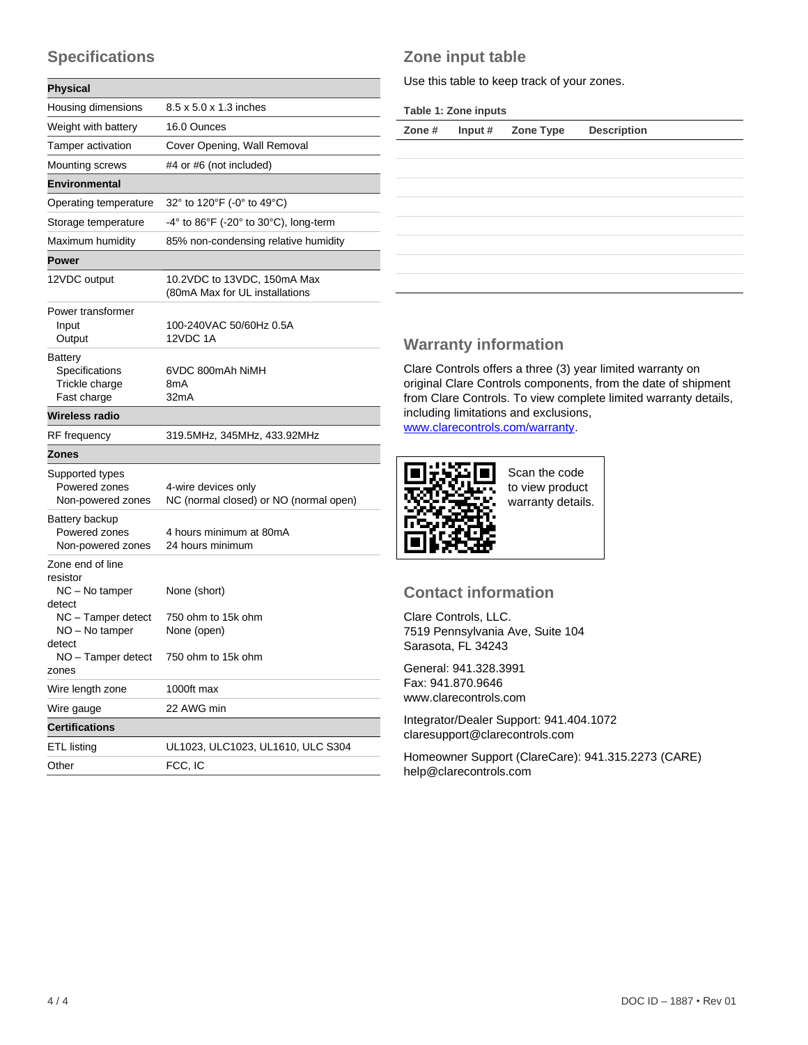## Specifications

| | |
|---|---|
| **Physical** | |
| Housing dimensions | 8.5 x 5.0 x 1.3 inches |
| Weight with battery | 16.0 Ounces |
| Tamper activation | Cover Opening, Wall Removal |
| Mounting screws | #4 or #6 (not included) |
| **Environmental** | |
| Operating temperature | 32° to 120°F (-0° to 49°C) |
| Storage temperature | -4° to 86°F (-20° to 30°C), long-term |
| Maximum humidity | 85% non-condensing relative humidity |
| **Power** | |
| 12VDC output | 10.2VDC to 13VDC, 150mA Max (80mA Max for UL installations |
| Power transformer<br>Input<br>Output | <br>100-240VAC 50/60Hz 0.5A<br>12VDC 1A |
| Battery<br>Specifications<br>Trickle charge<br>Fast charge | <br>6VDC 800mAh NiMH<br>8mA<br>32mA |
| **Wireless radio** | |
| RF frequency | 319.5MHz, 345MHz, 433.92MHz |
| **Zones** | |
| Supported types<br>Powered zones<br>Non-powered zones | <br>4-wire devices only<br>NC (normal closed) or NO (normal open) |
| Battery backup<br>Powered zones<br>Non-powered zones | <br>4 hours minimum at 80mA<br>24 hours minimum |
| Zone end of line resistor<br>NC – No tamper detect<br>NC – Tamper detect<br>NO – No tamper detect<br>NO – Tamper detect zones | <br>None (short)<br>750 ohm to 15k ohm<br>None (open)<br>750 ohm to 15k ohm |
| Wire length zone | 1000ft max |
| Wire gauge | 22 AWG min |
| **Certifications** | |
| ETL listing | UL1023, ULC1023, UL1610, ULC S304 |
| Other | FCC, IC |

## Zone input table

Use this table to keep track of your zones.

**Table 1: Zone inputs**

| Zone # | Input # | Zone Type | Description |
|---|---|---|---|
| | | | |
| | | | |
| | | | |
| | | | |
| | | | |
| | | | |
| | | | |
| | | | |

## Warranty information

Clare Controls offers a three (3) year limited warranty on original Clare Controls components, from the date of shipment from Clare Controls. To view complete limited warranty details, including limitations and exclusions, www.clarecontrols.com/warranty.

Scan the code to view product warranty details.

## Contact information

Clare Controls, LLC.
7519 Pennsylvania Ave, Suite 104
Sarasota, FL 34243

General: 941.328.3991
Fax: 941.870.9646
www.clarecontrols.com

Integrator/Dealer Support: 941.404.1072
claresupport@clarecontrols.com

Homeowner Support (ClareCare): 941.315.2273 (CARE)
help@clarecontrols.com

DOC ID – 1887 • Rev 01